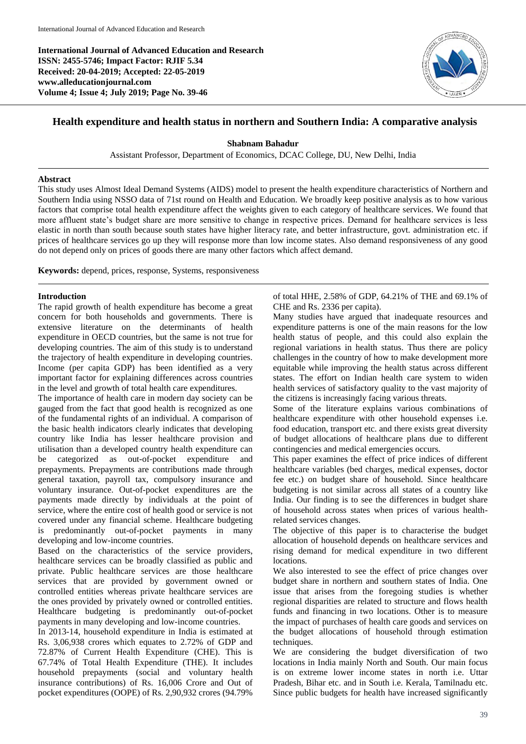**International Journal of Advanced Education and Research**
**ISSN: 2455-5746; Impact Factor: RJIF 5.34**
**Received: 20-04-2019; Accepted: 22-05-2019**
**www.alleducationjournal.com**
**Volume 4; Issue 4; July 2019; Page No. 39-46**

# Health expenditure and health status in northern and Southern India: A comparative analysis

**Shabnam Bahadur**

Assistant Professor, Department of Economics, DCAC College, DU, New Delhi, India

## Abstract

This study uses Almost Ideal Demand Systems (AIDS) model to present the health expenditure characteristics of Northern and Southern India using NSSO data of 71st round on Health and Education. We broadly keep positive analysis as to how various factors that comprise total health expenditure affect the weights given to each category of healthcare services. We found that more affluent state's budget share are more sensitive to change in respective prices. Demand for healthcare services is less elastic in north than south because south states have higher literacy rate, and better infrastructure, govt. administration etc. if prices of healthcare services go up they will response more than low income states. Also demand responsiveness of any good do not depend only on prices of goods there are many other factors which affect demand.

**Keywords:** depend, prices, response, Systems, responsiveness

## Introduction

The rapid growth of health expenditure has become a great concern for both households and governments. There is extensive literature on the determinants of health expenditure in OECD countries, but the same is not true for developing countries. The aim of this study is to understand the trajectory of health expenditure in developing countries. Income (per capita GDP) has been identified as a very important factor for explaining differences across countries in the level and growth of total health care expenditures.

The importance of health care in modern day society can be gauged from the fact that good health is recognized as one of the fundamental rights of an individual. A comparison of the basic health indicators clearly indicates that developing country like India has lesser healthcare provision and utilisation than a developed country health expenditure can be categorized as out-of-pocket expenditure and prepayments. Prepayments are contributions made through general taxation, payroll tax, compulsory insurance and voluntary insurance. Out-of-pocket expenditures are the payments made directly by individuals at the point of service, where the entire cost of health good or service is not covered under any financial scheme. Healthcare budgeting is predominantly out-of-pocket payments in many developing and low-income countries.

Based on the characteristics of the service providers, healthcare services can be broadly classified as public and private. Public healthcare services are those healthcare services that are provided by government owned or controlled entities whereas private healthcare services are the ones provided by privately owned or controlled entities. Healthcare budgeting is predominantly out-of-pocket payments in many developing and low-income countries.

In 2013-14, household expenditure in India is estimated at Rs. 3,06,938 crores which equates to 2.72% of GDP and 72.87% of Current Health Expenditure (CHE). This is 67.74% of Total Health Expenditure (THE). It includes household prepayments (social and voluntary health insurance contributions) of Rs. 16,006 Crore and Out of pocket expenditures (OOPE) of Rs. 2,90,932 crores (94.79% of total HHE, 2.58% of GDP, 64.21% of THE and 69.1% of CHE and Rs. 2336 per capita).

Many studies have argued that inadequate resources and expenditure patterns is one of the main reasons for the low health status of people, and this could also explain the regional variations in health status. Thus there are policy challenges in the country of how to make development more equitable while improving the health status across different states. The effort on Indian health care system to widen health services of satisfactory quality to the vast majority of the citizens is increasingly facing various threats.

Some of the literature explains various combinations of healthcare expenditure with other household expenses i.e. food education, transport etc. and there exists great diversity of budget allocations of healthcare plans due to different contingencies and medical emergencies occurs.

This paper examines the effect of price indices of different healthcare variables (bed charges, medical expenses, doctor fee etc.) on budget share of household. Since healthcare budgeting is not similar across all states of a country like India. Our finding is to see the differences in budget share of household across states when prices of various health-related services changes.

The objective of this paper is to characterise the budget allocation of household depends on healthcare services and rising demand for medical expenditure in two different locations.

We also interested to see the effect of price changes over budget share in northern and southern states of India. One issue that arises from the foregoing studies is whether regional disparities are related to structure and flows health funds and financing in two locations. Other is to measure the impact of purchases of health care goods and services on the budget allocations of household through estimation techniques.

We are considering the budget diversification of two locations in India mainly North and South. Our main focus is on extreme lower income states in north i.e. Uttar Pradesh, Bihar etc. and in South i.e. Kerala, Tamilnadu etc. Since public budgets for health have increased significantly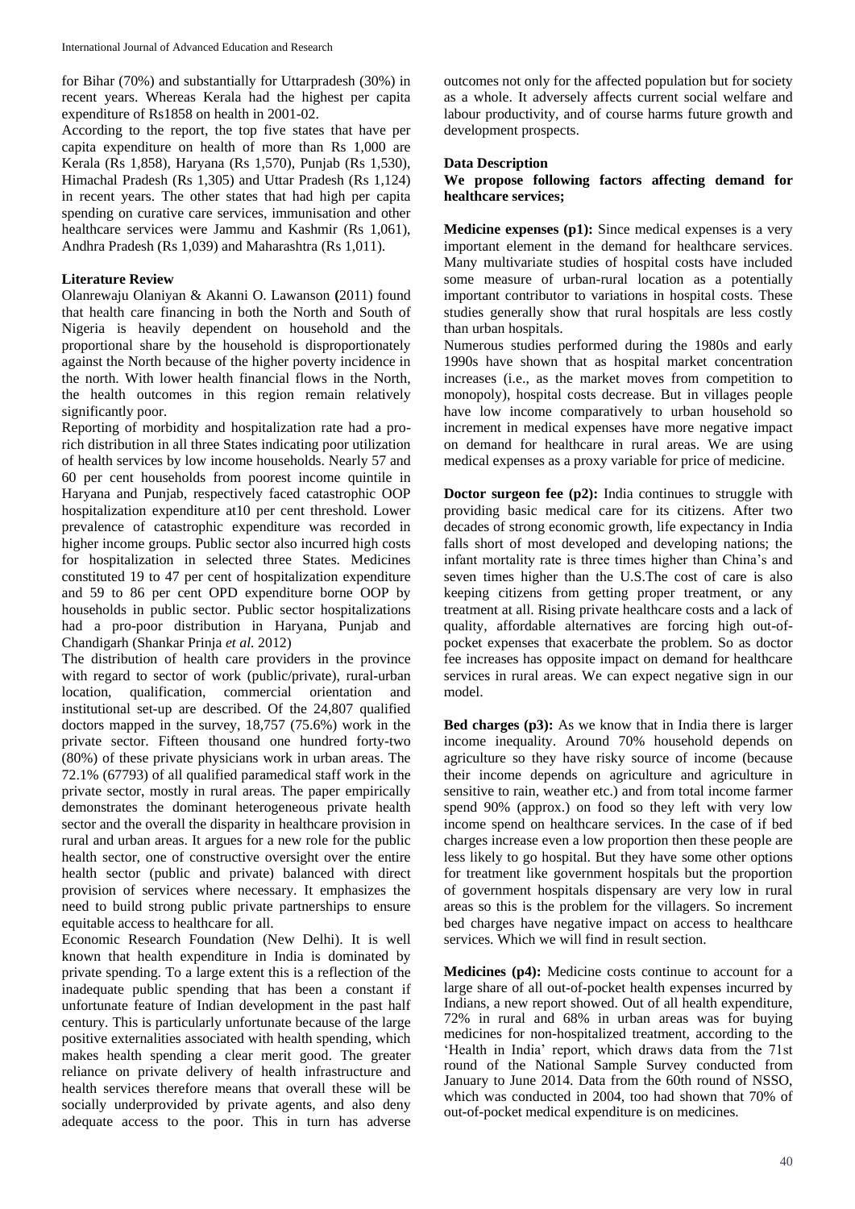for Bihar (70%) and substantially for Uttarpradesh (30%) in recent years. Whereas Kerala had the highest per capita expenditure of Rs1858 on health in 2001-02.

According to the report, the top five states that have per capita expenditure on health of more than Rs 1,000 are Kerala (Rs 1,858), Haryana (Rs 1,570), Punjab (Rs 1,530), Himachal Pradesh (Rs 1,305) and Uttar Pradesh (Rs 1,124) in recent years. The other states that had high per capita spending on curative care services, immunisation and other healthcare services were Jammu and Kashmir (Rs 1,061), Andhra Pradesh (Rs 1,039) and Maharashtra (Rs 1,011).

## Literature Review

Olanrewaju Olaniyan & Akanni O. Lawanson **(**2011) found that health care financing in both the North and South of Nigeria is heavily dependent on household and the proportional share by the household is disproportionately against the North because of the higher poverty incidence in the north. With lower health financial flows in the North, the health outcomes in this region remain relatively significantly poor.

Reporting of morbidity and hospitalization rate had a pro-rich distribution in all three States indicating poor utilization of health services by low income households. Nearly 57 and 60 per cent households from poorest income quintile in Haryana and Punjab, respectively faced catastrophic OOP hospitalization expenditure at10 per cent threshold. Lower prevalence of catastrophic expenditure was recorded in higher income groups. Public sector also incurred high costs for hospitalization in selected three States. Medicines constituted 19 to 47 per cent of hospitalization expenditure and 59 to 86 per cent OPD expenditure borne OOP by households in public sector. Public sector hospitalizations had a pro-poor distribution in Haryana, Punjab and Chandigarh (Shankar Prinja *et al.* 2012)

The distribution of health care providers in the province with regard to sector of work (public/private), rural-urban location, qualification, commercial orientation and institutional set-up are described. Of the 24,807 qualified doctors mapped in the survey, 18,757 (75.6%) work in the private sector. Fifteen thousand one hundred forty-two (80%) of these private physicians work in urban areas. The 72.1% (67793) of all qualified paramedical staff work in the private sector, mostly in rural areas. The paper empirically demonstrates the dominant heterogeneous private health sector and the overall the disparity in healthcare provision in rural and urban areas. It argues for a new role for the public health sector, one of constructive oversight over the entire health sector (public and private) balanced with direct provision of services where necessary. It emphasizes the need to build strong public private partnerships to ensure equitable access to healthcare for all.

Economic Research Foundation (New Delhi). It is well known that health expenditure in India is dominated by private spending. To a large extent this is a reflection of the inadequate public spending that has been a constant if unfortunate feature of Indian development in the past half century. This is particularly unfortunate because of the large positive externalities associated with health spending, which makes health spending a clear merit good. The greater reliance on private delivery of health infrastructure and health services therefore means that overall these will be socially underprovided by private agents, and also deny adequate access to the poor. This in turn has adverse outcomes not only for the affected population but for society as a whole. It adversely affects current social welfare and labour productivity, and of course harms future growth and development prospects.

## Data Description

**We propose following factors affecting demand for healthcare services;**

**Medicine expenses (p1):** Since medical expenses is a very important element in the demand for healthcare services. Many multivariate studies of hospital costs have included some measure of urban-rural location as a potentially important contributor to variations in hospital costs. These studies generally show that rural hospitals are less costly than urban hospitals.

Numerous studies performed during the 1980s and early 1990s have shown that as hospital market concentration increases (i.e., as the market moves from competition to monopoly), hospital costs decrease. But in villages people have low income comparatively to urban household so increment in medical expenses have more negative impact on demand for healthcare in rural areas. We are using medical expenses as a proxy variable for price of medicine.

**Doctor surgeon fee (p2):** India continues to struggle with providing basic medical care for its citizens. After two decades of strong economic growth, life expectancy in India falls short of most developed and developing nations; the infant mortality rate is three times higher than China's and seven times higher than the U.S.The cost of care is also keeping citizens from getting proper treatment, or any treatment at all. Rising private healthcare costs and a lack of quality, affordable alternatives are forcing high out-of-pocket expenses that exacerbate the problem. So as doctor fee increases has opposite impact on demand for healthcare services in rural areas. We can expect negative sign in our model.

**Bed charges (p3):** As we know that in India there is larger income inequality. Around 70% household depends on agriculture so they have risky source of income (because their income depends on agriculture and agriculture in sensitive to rain, weather etc.) and from total income farmer spend 90% (approx.) on food so they left with very low income spend on healthcare services. In the case of if bed charges increase even a low proportion then these people are less likely to go hospital. But they have some other options for treatment like government hospitals but the proportion of government hospitals dispensary are very low in rural areas so this is the problem for the villagers. So increment bed charges have negative impact on access to healthcare services. Which we will find in result section.

**Medicines (p4):** Medicine costs continue to account for a large share of all out-of-pocket health expenses incurred by Indians, a new report showed. Out of all health expenditure, 72% in rural and 68% in urban areas was for buying medicines for non-hospitalized treatment, according to the 'Health in India' report, which draws data from the 71st round of the National Sample Survey conducted from January to June 2014. Data from the 60th round of NSSO, which was conducted in 2004, too had shown that 70% of out-of-pocket medical expenditure is on medicines.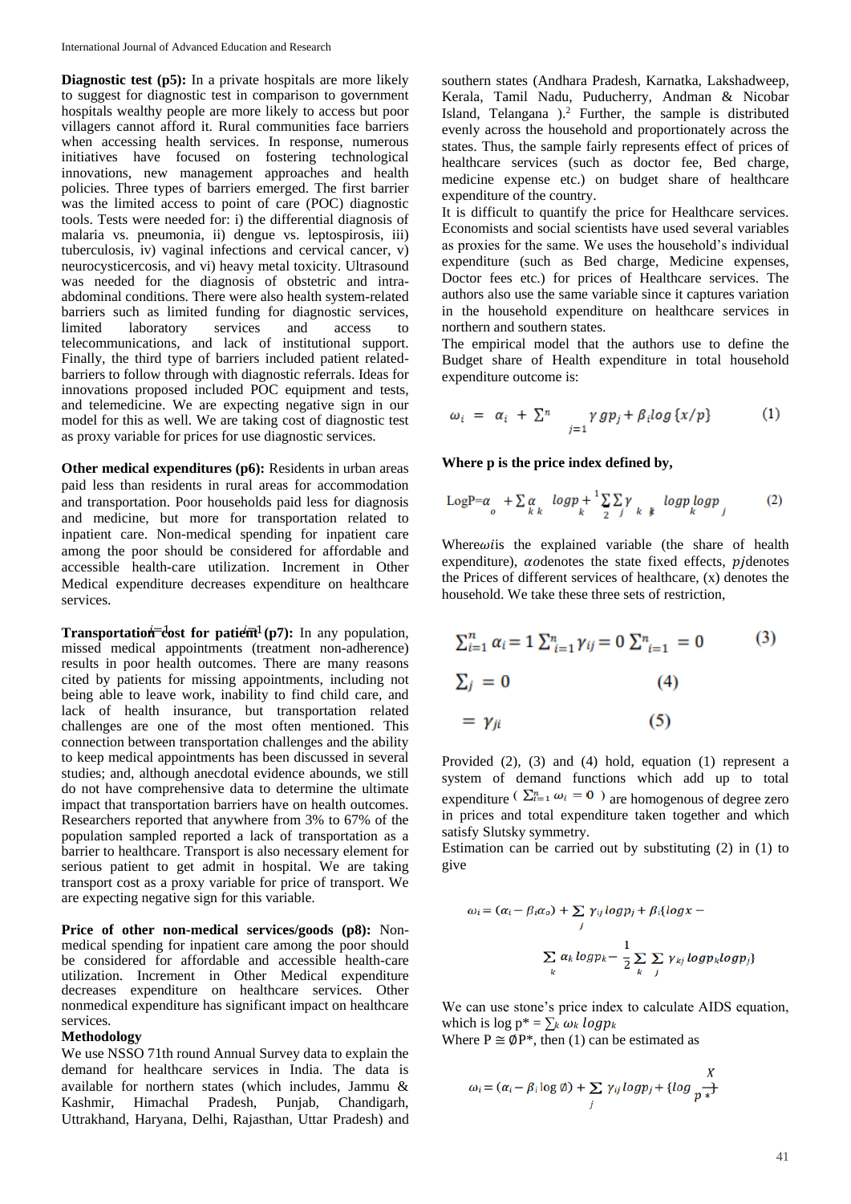**Diagnostic test (p5):** In a private hospitals are more likely to suggest for diagnostic test in comparison to government hospitals wealthy people are more likely to access but poor villagers cannot afford it. Rural communities face barriers when accessing health services. In response, numerous initiatives have focused on fostering technological innovations, new management approaches and health policies. Three types of barriers emerged. The first barrier was the limited access to point of care (POC) diagnostic tools. Tests were needed for: i) the differential diagnosis of malaria vs. pneumonia, ii) dengue vs. leptospirosis, iii) tuberculosis, iv) vaginal infections and cervical cancer, v) neurocysticercosis, and vi) heavy metal toxicity. Ultrasound was needed for the diagnosis of obstetric and intra-abdominal conditions. There were also health system-related barriers such as limited funding for diagnostic services, limited laboratory services and access to telecommunications, and lack of institutional support. Finally, the third type of barriers included patient related-barriers to follow through with diagnostic referrals. Ideas for innovations proposed included POC equipment and tests, and telemedicine. We are expecting negative sign in our model for this as well. We are taking cost of diagnostic test as proxy variable for prices for use diagnostic services.

**Other medical expenditures (p6):** Residents in urban areas paid less than residents in rural areas for accommodation and transportation. Poor households paid less for diagnosis and medicine, but more for transportation related to inpatient care. Non-medical spending for inpatient care among the poor should be considered for affordable and accessible health-care utilization. Increment in Other Medical expenditure decreases expenditure on healthcare services.

**Transportation cost for patient (p7):** In any population, missed medical appointments (treatment non-adherence) results in poor health outcomes. There are many reasons cited by patients for missing appointments, including not being able to leave work, inability to find child care, and lack of health insurance, but transportation related challenges are one of the most often mentioned. This connection between transportation challenges and the ability to keep medical appointments has been discussed in several studies; and, although anecdotal evidence abounds, we still do not have comprehensive data to determine the ultimate impact that transportation barriers have on health outcomes. Researchers reported that anywhere from 3% to 67% of the population sampled reported a lack of transportation as a barrier to healthcare. Transport is also necessary element for serious patient to get admit in hospital. We are taking transport cost as a proxy variable for price of transport. We are expecting negative sign for this variable.

**Price of other non-medical services/goods (p8):** Non-medical spending for inpatient care among the poor should be considered for affordable and accessible health-care utilization. Increment in Other Medical expenditure decreases expenditure on healthcare services. Other nonmedical expenditure has significant impact on healthcare services.

**Methodology**

We use NSSO 71th round Annual Survey data to explain the demand for healthcare services in India. The data is available for northern states (which includes, Jammu & Kashmir, Himachal Pradesh, Punjab, Chandigarh, Uttrakhand, Haryana, Delhi, Rajasthan, Uttar Pradesh) and southern states (Andhara Pradesh, Karnatka, Lakshadweep, Kerala, Tamil Nadu, Puducherry, Andman & Nicobar Island, Telangana ).[2] Further, the sample is distributed evenly across the household and proportionately across the states. Thus, the sample fairly represents effect of prices of healthcare services (such as doctor fee, Bed charge, medicine expense etc.) on budget share of healthcare expenditure of the country.

It is difficult to quantify the price for Healthcare services. Economists and social scientists have used several variables as proxies for the same. We uses the household's individual expenditure (such as Bed charge, Medicine expenses, Doctor fees etc.) for prices of Healthcare services. The authors also use the same variable since it captures variation in the household expenditure on healthcare services in northern and southern states.

The empirical model that the authors use to define the Budget share of Health expenditure in total household expenditure outcome is:

$$\omega_i = \alpha_i + \sum_{j=1}^{n} \gamma g p_j + \beta_i \log\{x/p\} \qquad (1)$$

**Where p is the price index defined by,**

$$\text{LogP} = \alpha_o + \sum_k \alpha_k \log p_k + \frac{1}{2}\sum_k \sum_j \gamma_{kj} \log p_k \log p_j \qquad (2)$$

Where $\omega i$ is the explained variable (the share of health expenditure), $\alpha o$ denotes the state fixed effects, $pj$ denotes the Prices of different services of healthcare, (x) denotes the household. We take these three sets of restriction,

$$\sum_{i=1}^{n} \alpha_i = 1 \ \sum_{i=1}^{n} \gamma_{ij} = 0 \ \sum_{i=1}^{n} = 0 \qquad (3)$$

$$\sum_j = 0 \qquad (4)$$

$$= \gamma_{ji} \qquad (5)$$

Provided (2), (3) and (4) hold, equation (1) represent a system of demand functions which add up to total expenditure ( $\sum_{i=1}^{n} \omega_i = 0$ ) are homogenous of degree zero in prices and total expenditure taken together and which satisfy Slutsky symmetry.

Estimation can be carried out by substituting (2) in (1) to give

$$\omega_i = (\alpha_i - \beta_i \alpha_o) + \sum_j \gamma_{ij} \log p_j + \beta_i \{\log x - \sum_k \alpha_k \log p_k - \frac{1}{2}\sum_k \sum_j \gamma_{kj} \log p_k \log p_j\}$$

We can use stone's price index to calculate AIDS equation, which is $\log p^* = \sum_k \omega_k \log p_k$

Where $P \cong \emptyset P^*$, then (1) can be estimated as

$$\omega_i = (\alpha_i - \beta_i \log \emptyset) + \sum_j \gamma_{ij} \log p_j + \{\log \frac{X}{p^*}\}$$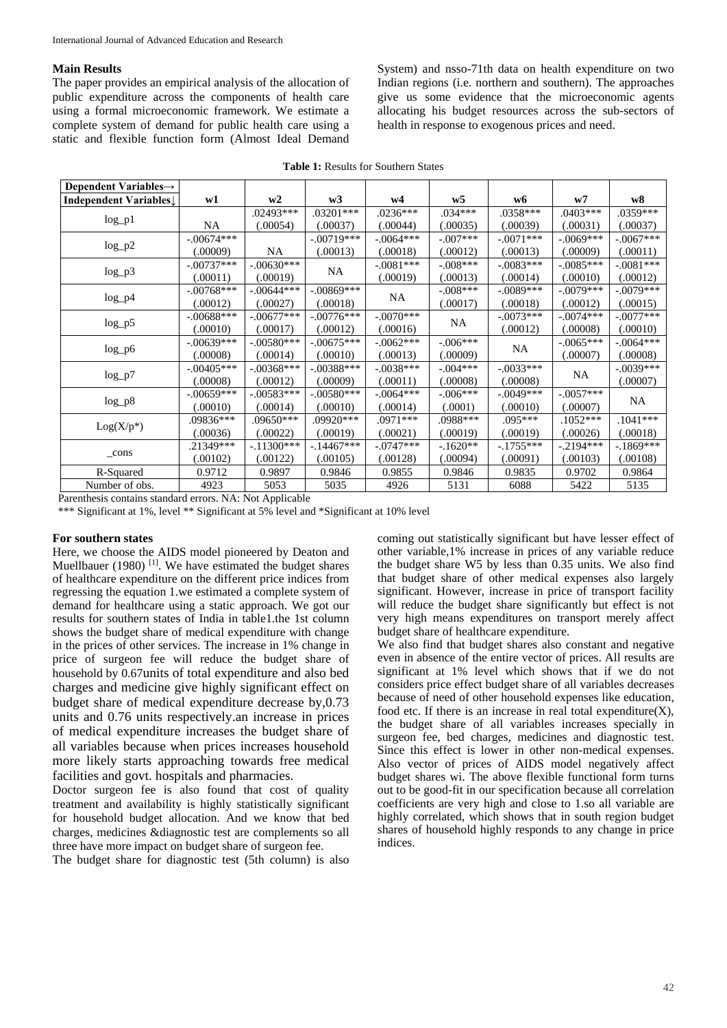### Main Results

The paper provides an empirical analysis of the allocation of public expenditure across the components of health care using a formal microeconomic framework. We estimate a complete system of demand for public health care using a static and flexible function form (Almost Ideal Demand System) and nsso-71th data on health expenditure on two Indian regions (i.e. northern and southern). The approaches give us some evidence that the microeconomic agents allocating his budget resources across the sub-sectors of health in response to exogenous prices and need.

**Table 1:** Results for Southern States

| Dependent Variables→ / Independent Variables↓ | w1 | w2 | w3 | w4 | w5 | w6 | w7 | w8 |
|---|---|---|---|---|---|---|---|---|
| log_p1 | NA | .02493*** (.00054) | .03201*** (.00037) | .0236*** (.00044) | .034*** (.00035) | .0358*** (.00039) | .0403*** (.00031) | .0359*** (.00037) |
| log_p2 | -.00674*** (.00009) | NA | -.00719*** (.00013) | -.0064*** (.00018) | -.007*** (.00012) | -.0071*** (.00013) | -.0069*** (.00009) | -.0067*** (.00011) |
| log_p3 | -.00737*** (.00011) | -.00630*** (.00019) | NA | -.0081*** (.00019) | -.008*** (.00013) | -.0083*** (.00014) | -.0085*** (.00010) | -.0081*** (.00012) |
| log_p4 | -.00768*** (.00012) | -.00644*** (.00027) | -.00869*** (.00018) | NA | -.008*** (.00017) | -.0089*** (.00018) | -.0079*** (.00012) | -.0079*** (.00015) |
| log_p5 | -.00688*** (.00010) | -.00677*** (.00017) | -.00776*** (.00012) | -.0070*** (.00016) | NA | -.0073*** (.00012) | -.0074*** (.00008) | -.0077*** (.00010) |
| log_p6 | -.00639*** (.00008) | -.00580*** (.00014) | -.00675*** (.00010) | -.0062*** (.00013) | -.006*** (.00009) | NA | -.0065*** (.00007) | -.0064*** (.00008) |
| log_p7 | -.00405*** (.00008) | -.00368*** (.00012) | -.00388*** (.00009) | -.0038*** (.00011) | -.004*** (.00008) | -.0033*** (.00008) | NA | -.0039*** (.00007) |
| log_p8 | -.00659*** (.00010) | -.00583*** (.00014) | -.00580*** (.00010) | -.0064*** (.00014) | -.006*** (.0001) | -.0049*** (.00010) | -.0057*** (.00007) | NA |
| Log(X/p*) | .09836*** (.00036) | .09650*** (.00022) | .09920*** (.00019) | .0971*** (.00021) | .0988*** (.00019) | .095*** (.00019) | .1052*** (.00026) | .1041*** (.00018) |
| _cons | .21349*** (.00102) | -.11300*** (.00122) | -.14467*** (.00105) | -.0747*** (.00128) | -.1620** (.00094) | -.1755*** (.00091) | -.2194*** (.00103) | -.1869*** (.00108) |
| R-Squared | 0.9712 | 0.9897 | 0.9846 | 0.9855 | 0.9846 | 0.9835 | 0.9702 | 0.9864 |
| Number of obs. | 4923 | 5053 | 5035 | 4926 | 5131 | 6088 | 5422 | 5135 |

Parenthesis contains standard errors. NA: Not Applicable

*** Significant at 1%, level ** Significant at 5% level and *Significant at 10% level

### For southern states

Here, we choose the AIDS model pioneered by Deaton and Muellbauer (1980) [1]. We have estimated the budget shares of healthcare expenditure on the different price indices from regressing the equation 1.we estimated a complete system of demand for healthcare using a static approach. We got our results for southern states of India in table1.the 1st column shows the budget share of medical expenditure with change in the prices of other services. The increase in 1% change in price of surgeon fee will reduce the budget share of household by 0.67units of total expenditure and also bed charges and medicine give highly significant effect on budget share of medical expenditure decrease by,0.73 units and 0.76 units respectively.an increase in prices of medical expenditure increases the budget share of all variables because when prices increases household more likely starts approaching towards free medical facilities and govt. hospitals and pharmacies.

Doctor surgeon fee is also found that cost of quality treatment and availability is highly statistically significant for household budget allocation. And we know that bed charges, medicines &diagnostic test are complements so all three have more impact on budget share of surgeon fee.

The budget share for diagnostic test (5th column) is also coming out statistically significant but have lesser effect of other variable,1% increase in prices of any variable reduce the budget share W5 by less than 0.35 units. We also find that budget share of other medical expenses also largely significant. However, increase in price of transport facility will reduce the budget share significantly but effect is not very high means expenditures on transport merely affect budget share of healthcare expenditure.

We also find that budget shares also constant and negative even in absence of the entire vector of prices. All results are significant at 1% level which shows that if we do not considers price effect budget share of all variables decreases because of need of other household expenses like education, food etc. If there is an increase in real total expenditure(X), the budget share of all variables increases specially in surgeon fee, bed charges, medicines and diagnostic test. Since this effect is lower in other non-medical expenses. Also vector of prices of AIDS model negatively affect budget shares wi. The above flexible functional form turns out to be good-fit in our specification because all correlation coefficients are very high and close to 1.so all variable are highly correlated, which shows that in south region budget shares of household highly responds to any change in price indices.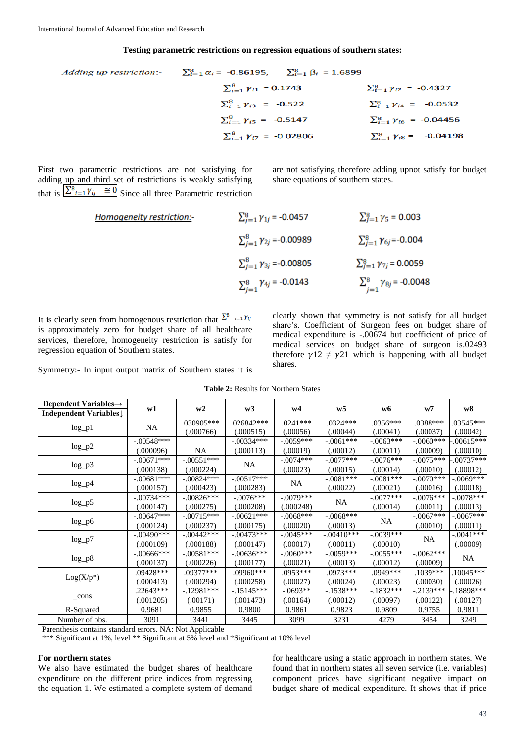**Testing parametric restrictions on regression equations of southern states:**

Adding up restriction:- $\sum_{i=1}^{8} \alpha_i = -0.86195$, $\sum_{i=1}^{8} \beta_i = 1.6899$

$\sum_{i=1}^{8} \gamma_{i1} = 0.1743$ $\sum_{i=1}^{8} \gamma_{i2} = -0.4327$

$\sum_{i=1}^{8} \gamma_{i3} = -0.522$ $\sum_{i=1}^{8} \gamma_{i4} = -0.0532$

$\sum_{i=1}^{8} \gamma_{i5} = -0.5147$ $\sum_{i=1}^{8} \gamma_{i6} = -0.04456$

$\sum_{i=1}^{8} \gamma_{i7} = -0.02806$ $\sum_{i=1}^{8} \gamma_{i8} = -0.04198$

First two parametric restrictions are not satisfying for adding up and third set of restrictions is weakly satisfying that is $\sum_{i=1}^{8} \gamma_{ij} \cong 0$ Since all three Parametric restriction are not satisfying therefore adding upnot satisfy for budget share equations of southern states.

Homogeneity restriction:- $\sum_{j=1}^{8} \gamma_{1j} = -0.0457$ $\sum_{j=1}^{8} \gamma_{5} = 0.003$

$\sum_{j=1}^{8} \gamma_{2j} = -0.00989$ $\sum_{j=1}^{8} \gamma_{6j} = -0.004$

$\sum_{j=1}^{8} \gamma_{3j} = -0.00805$ $\sum_{j=1}^{8} \gamma_{7j} = 0.0059$

$\sum_{j=1}^{8} \gamma_{4j} = -0.0143$ $\sum_{j=1}^{8} \gamma_{8j} = -0.0048$

It is clearly seen from homogenous restriction that $\sum_{i=1}^{8} \gamma_{ij}$ is approximately zero for budget share of all healthcare services, therefore, homogeneity restriction is satisfy for regression equation of Southern states.

Symmetry:- In input output matrix of Southern states it is clearly shown that symmetry is not satisfy for all budget share's. Coefficient of Surgeon fees on budget share of medical expenditure is -.00674 but coefficient of price of medical services on budget share of surgeon is.02493 therefore $\gamma 12 \neq \gamma 21$ which is happening with all budget shares.

**Table 2:** Results for Northern States

| Dependent Variables→ Independent Variables↓ | w1 | w2 | w3 | w4 | w5 | w6 | w7 | w8 |
|---|---|---|---|---|---|---|---|---|
| log_p1 | NA | .030905*** (.000766) | .026842*** (.000515) | .0241*** (.00056) | .0324*** (.00044) | .0356*** (.00041) | .0388*** (.00037) | .03545*** (.00042) |
| log_p2 | -.00548*** (.000096) | NA | -.00334*** (.000113) | -.0059*** (.00019) | -.0061*** (.00012) | -.0063*** (.00011) | -.0060*** (.00009) | -.00615*** (.00010) |
| log_p3 | -.00671*** (.000138) | -.00551*** (.000224) | NA | -.0074*** (.00023) | -.0077*** (.00015) | -.0076*** (.00014) | -.0075*** (.00010) | -.00737*** (.00012) |
| log_p4 | -.00681*** (.000157) | -.00824*** (.000423) | -.00517*** (.000283) | NA | -.0081*** (.00022) | -.0081*** (.00021) | -.0070*** (.00016) | -.0069*** (.00018) |
| log_p5 | -.00734*** (.000147) | -.00826*** (.000275) | -.0076*** (.000208) | -.0079*** (.000248) | NA | -.0077*** (.00014) | -.0076*** (.00011) | -.0078*** (.00013) |
| log_p6 | -.00647*** (.000124) | -.00715*** (.000237) | -.00621*** (.000175) | -.0068*** (.00020) | -.0068*** (.00013) | NA | -.0067*** (.00010) | -.0067*** (.00011) |
| log_p7 | -.00490*** (.000109) | -.00442*** (.000188) | -.00473*** (.000147) | -.0045*** (.00017) | -.00410*** (.00011) | -.0039*** (.00010) | NA | -.0041*** (.00009) |
| log_p8 | -.00666*** (.000137) | -.00581*** (.000226) | -.00636*** (.000177) | -.0060*** (.00021) | -.0059*** (.00013) | -.0055*** (.00012) | -.0062*** (.00009) | NA |
| Log(X/p*) | .09428*** (.000413) | .09377*** (.000294) | .09960*** (.000258) | .0953*** (.00027) | .0973*** (.00024) | .0949*** (.00023) | .1039*** (.00030) | .10045*** (.00026) |
| _cons | .22643*** (.001205) | -.12981*** (.00171) | -.15145*** (.001473) | -.0693** (.00164) | -.1538*** (.00012) | -.1832*** (.00097) | -.2139*** (.00122) | -.18898*** (.00127) |
| R-Squared | 0.9681 | 0.9855 | 0.9800 | 0.9861 | 0.9823 | 0.9809 | 0.9755 | 0.9811 |
| Number of obs. | 3091 | 3441 | 3445 | 3099 | 3231 | 4279 | 3454 | 3249 |

Parenthesis contains standard errors. NA: Not Applicable

*** Significant at 1%, level ** Significant at 5% level and *Significant at 10% level

**For northern states**

We also have estimated the budget shares of healthcare expenditure on the different price indices from regressing the equation 1. We estimated a complete system of demand for healthcare using a static approach in northern states. We found that in northern states all seven price (i.e. variables) component prices have significant negative impact on budget share of medical expenditure. It shows that if price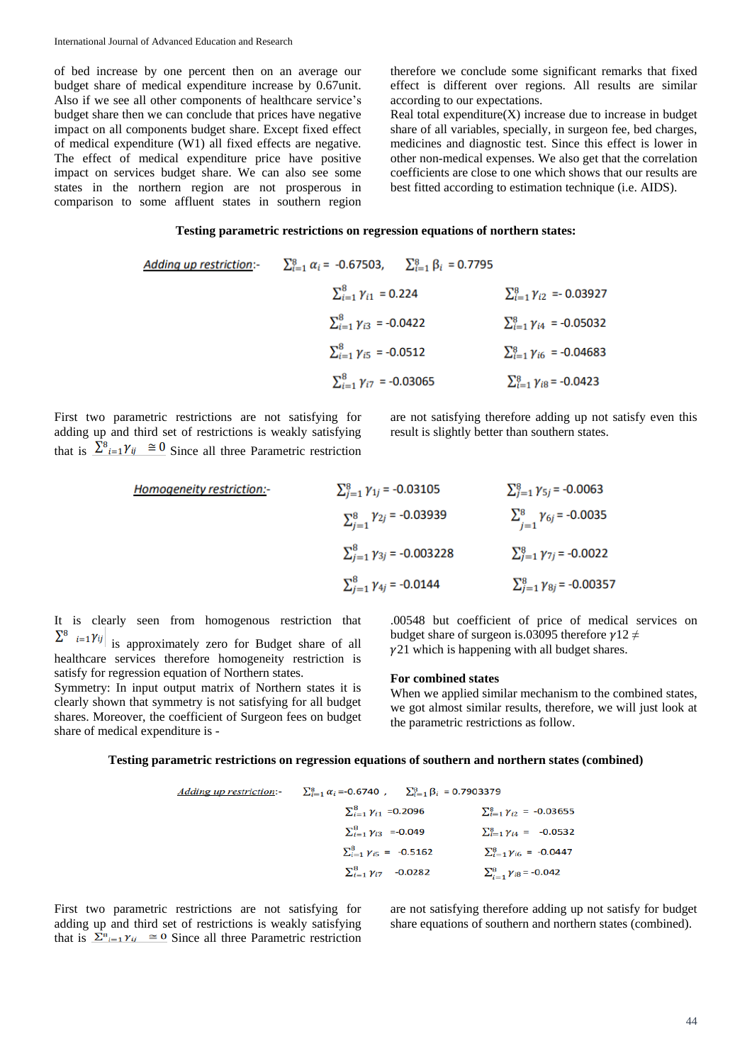of bed increase by one percent then on an average our budget share of medical expenditure increase by 0.67unit. Also if we see all other components of healthcare service's budget share then we can conclude that prices have negative impact on all components budget share. Except fixed effect of medical expenditure (W1) all fixed effects are negative. The effect of medical expenditure price have positive impact on services budget share. We can also see some states in the northern region are not prosperous in comparison to some affluent states in southern region therefore we conclude some significant remarks that fixed effect is different over regions. All results are similar according to our expectations.

Real total expenditure(X) increase due to increase in budget share of all variables, specially, in surgeon fee, bed charges, medicines and diagnostic test. Since this effect is lower in other non-medical expenses. We also get that the correlation coefficients are close to one which shows that our results are best fitted according to estimation technique (i.e. AIDS).

**Testing parametric restrictions on regression equations of northern states:**

Adding up restriction:- $\sum_{i=1}^{8} \alpha_i = -0.67503$, $\sum_{i=1}^{8} \beta_i = 0.7795$

$\sum_{i=1}^{8} \gamma_{i1} = 0.224$ $\quad$ $\sum_{i=1}^{8} \gamma_{i2} = -0.03927$

$\sum_{i=1}^{8} \gamma_{i3} = -0.0422$ $\quad$ $\sum_{i=1}^{8} \gamma_{i4} = -0.05032$

$\sum_{i=1}^{8} \gamma_{i5} = -0.0512$ $\quad$ $\sum_{i=1}^{8} \gamma_{i6} = -0.04683$

$\sum_{i=1}^{8} \gamma_{i7} = -0.03065$ $\quad$ $\sum_{i=1}^{8} \gamma_{i8} = -0.0423$

First two parametric restrictions are not satisfying for adding up and third set of restrictions is weakly satisfying that is $\sum^{8}_{i=1}\gamma_{ij} \cong 0$ Since all three Parametric restriction are not satisfying therefore adding up not satisfy even this result is slightly better than southern states.

Homogeneity restriction:-

$\sum_{j=1}^{8} \gamma_{1j} = -0.03105$ $\quad$ $\sum_{j=1}^{8} \gamma_{5j} = -0.0063$

$\sum_{j=1}^{8} \gamma_{2j} = -0.03939$ $\quad$ $\sum_{j=1}^{8} \gamma_{6j} = -0.0035$

$\sum_{j=1}^{8} \gamma_{3j} = -0.003228$ $\quad$ $\sum_{j=1}^{8} \gamma_{7j} = -0.0022$

$\sum_{j=1}^{8} \gamma_{4j} = -0.0144$ $\quad$ $\sum_{j=1}^{8} \gamma_{8j} = -0.00357$

It is clearly seen from homogenous restriction that $\sum^{8}_{i=1}\gamma_{ij}$ is approximately zero for Budget share of all healthcare services therefore homogeneity restriction is satisfy for regression equation of Northern states.

Symmetry: In input output matrix of Northern states it is clearly shown that symmetry is not satisfying for all budget shares. Moreover, the coefficient of Surgeon fees on budget share of medical expenditure is - .00548 but coefficient of price of medical services on budget share of surgeon is.03095 therefore $\gamma 12 \neq \gamma 21$ which is happening with all budget shares.

**For combined states**

When we applied similar mechanism to the combined states, we got almost similar results, therefore, we will just look at the parametric restrictions as follow.

**Testing parametric restrictions on regression equations of southern and northern states (combined)**

Adding up restriction:- $\sum_{i=1}^{8} \alpha_i = -0.6740$ , $\sum_{i=1}^{8} \beta_i = 0.7903379$

$\sum_{i=1}^{8} \gamma_{i1} = 0.2096$ $\quad$ $\sum_{i=1}^{8} \gamma_{i2} = -0.03655$

$\sum_{i=1}^{8} \gamma_{i3} = -0.049$ $\quad$ $\sum_{i=1}^{8} \gamma_{i4} = -0.0532$

$\sum_{i=1}^{8} \gamma_{i5} = -0.5162$ $\quad$ $\sum_{i=1}^{8} \gamma_{i6} = -0.0447$

$\sum_{i=1}^{8} \gamma_{i7}$ $-0.0282$ $\quad$ $\sum_{i=1}^{8} \gamma_{i8} = -0.042$

First two parametric restrictions are not satisfying for adding up and third set of restrictions is weakly satisfying that is $\sum^{8}_{i=1}\gamma_{ij} \cong 0$ Since all three Parametric restriction are not satisfying therefore adding up not satisfy for budget share equations of southern and northern states (combined).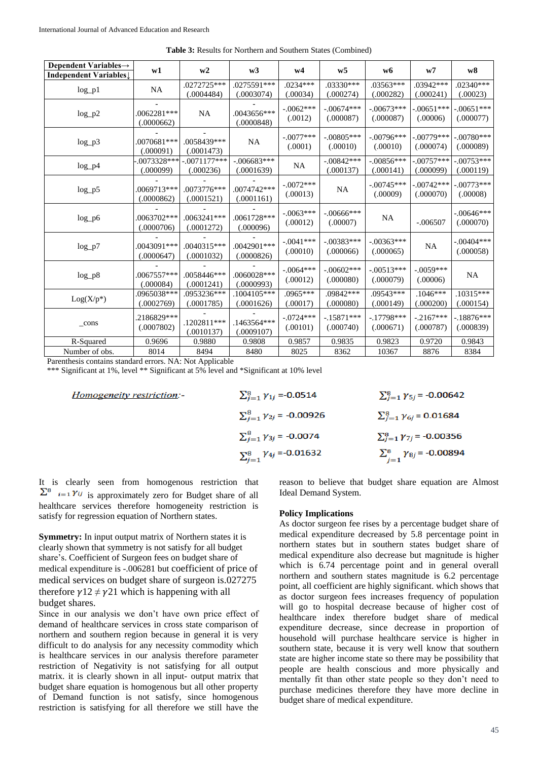**Table 3:** Results for Northern and Southern States (Combined)

| Dependent Variables→ Independent Variables↓ | w1 | w2 | w3 | w4 | w5 | w6 | w7 | w8 |
|---|---|---|---|---|---|---|---|---|
| log_p1 | NA | .0272725*** (.0004484) | .0275591*** (.0003074) | .0234*** (.00034) | .03330*** (.000274) | .03563*** (.000282) | .03942*** (.000241) | .02340*** (.00023) |
| log_p2 | -.0062281*** (.0000662) | NA | -.0043656*** (.0000848) | -.0062*** (.0012) | -.00674*** (.000087) | -.00673*** (.000087) | -.00651*** (.00006) | -.00651*** (.000077) |
| log_p3 | -.0070681*** (.000091) | -.0058439*** (.0001473) | NA | -.0077*** (.0001) | -.00805*** (.00010) | -.00796*** (.00010) | -.00779*** (.000074) | -.00780*** (.000089) |
| log_p4 | -.0073328*** (.000099) | -.0071177*** (.000236) | -.006683*** (.0001639) | NA | -.00842*** (.000137) | -.00856*** (.000141) | -.00757*** (.000099) | -.00753*** (.000119) |
| log_p5 | -.0069713*** (.0000862) | -.0073776*** (.0001521) | -.0074742*** (.0001161) | -.0072*** (.00013) | NA | -.00745*** (.00009) | -.00742*** (.000070) | -.00773*** (.00008) |
| log_p6 | -.0063702*** (.0000706) | -.0063241*** (.0001272) | -.0061728*** (.000096) | -.0063*** (.00012) | -.00666*** (.00007) | NA | -.006507 | -.00646*** (.000070) |
| log_p7 | -.0043091*** (.0000647) | -.0040315*** (.0001032) | -.0042901*** (.0000826) | -.0041*** (.00010) | -.00383*** (.000066) | -.00363*** (.000065) | NA | -.00404*** (.000058) |
| log_p8 | -.0067557*** (.000084) | -.0058446*** (.0001241) | -.0060028*** (.0000993) | -.0064*** (.00012) | -.00602*** (.000080) | -.00513*** (.000079) | -.0059*** (.00006) | NA |
| Log(X/p*) | .0965038*** (.0002769) | .0953236*** (.0001785) | .1004105*** (.0001626) | .0965*** (.00017) | .09842*** (.000080) | .09543*** (.000149) | .1046*** (.000200) | .10315*** (.000154) |
| _cons | .2186829*** (.0007802) | -.1202811*** (.0010137) | -.1463564*** (.0009107) | -.0724*** (.00101) | -.15871*** (.000740) | -.17798*** (.000671) | -.2167*** (.000787) | -.18876*** (.000839) |
| R-Squared | 0.9696 | 0.9880 | 0.9808 | 0.9857 | 0.9835 | 0.9823 | 0.9720 | 0.9843 |
| Number of obs. | 8014 | 8494 | 8480 | 8025 | 8362 | 10367 | 8876 | 8384 |

Parenthesis contains standard errors. NA: Not Applicable

*** Significant at 1%, level ** Significant at 5% level and *Significant at 10% level

*Homogeneity restriction*:-

$\sum_{j=1}^{8} \gamma_{1j} = -0.0514$ $\quad \sum_{j=1}^{8} \gamma_{5j} = -0.00642$

$\sum_{j=1}^{8} \gamma_{2j} = -0.00926$ $\quad \sum_{j=1}^{8} \gamma_{6j} = 0.01684$

$\sum_{j=1}^{8} \gamma_{3j} = -0.0074$ $\quad \sum_{j=1}^{8} \gamma_{7j} = -0.00356$

$\sum_{j=1}^{8} \gamma_{4j} = -0.01632$ $\quad \sum_{j=1}^{8} \gamma_{8j} = -0.00894$

It is clearly seen from homogenous restriction that $\sum_{i=1}^{8} \gamma_{ij}$ is approximately zero for Budget share of all healthcare services therefore homogeneity restriction is satisfy for regression equation of Northern states.

**Symmetry:** In input output matrix of Northern states it is clearly shown that symmetry is not satisfy for all budget share's. Coefficient of Surgeon fees on budget share of medical expenditure is -.006281 but coefficient of price of medical services on budget share of surgeon is.027275 therefore $\gamma 12 \neq \gamma 21$ which is happening with all budget shares.

Since in our analysis we don't have own price effect of demand of healthcare services in cross state comparison of northern and southern region because in general it is very difficult to do analysis for any necessity commodity which is healthcare services in our analysis therefore parameter restriction of Negativity is not satisfying for all output matrix. it is clearly shown in all input- output matrix that budget share equation is homogenous but all other property of Demand function is not satisfy, since homogenous restriction is satisfying for all therefore we still have the reason to believe that budget share equation are Almost Ideal Demand System.

**Policy Implications**

As doctor surgeon fee rises by a percentage budget share of medical expenditure decreased by 5.8 percentage point in northern states but in southern states budget share of medical expenditure also decrease but magnitude is higher which is 6.74 percentage point and in general overall northern and southern states magnitude is 6.2 percentage point, all coefficient are highly significant. which shows that as doctor surgeon fees increases frequency of population will go to hospital decrease because of higher cost of healthcare index therefore budget share of medical expenditure decrease, since decrease in proportion of household will purchase healthcare service is higher in southern state, because it is very well know that southern state are higher income state so there may be possibility that people are health conscious and more physically and mentally fit than other state people so they don't need to purchase medicines therefore they have more decline in budget share of medical expenditure.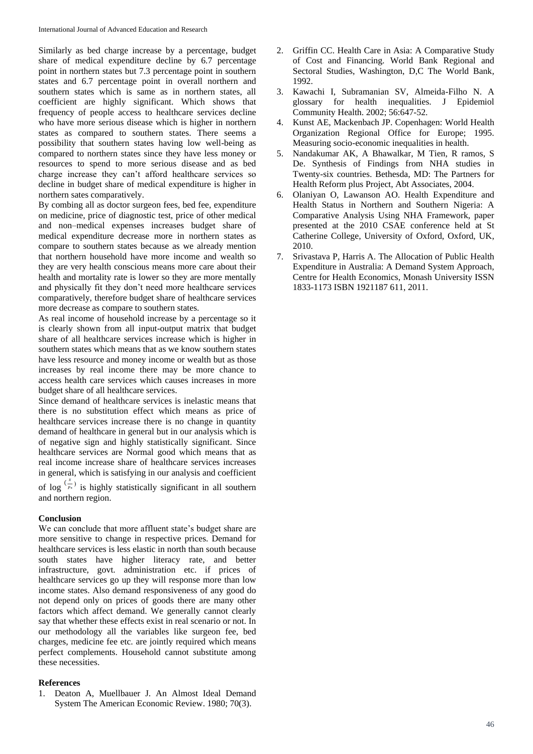Similarly as bed charge increase by a percentage, budget share of medical expenditure decline by 6.7 percentage point in northern states but 7.3 percentage point in southern states and 6.7 percentage point in overall northern and southern states which is same as in northern states, all coefficient are highly significant. Which shows that frequency of people access to healthcare services decline who have more serious disease which is higher in northern states as compared to southern states. There seems a possibility that southern states having low well-being as compared to northern states since they have less money or resources to spend to more serious disease and as bed charge increase they can't afford healthcare services so decline in budget share of medical expenditure is higher in northern sates comparatively.

By combing all as doctor surgeon fees, bed fee, expenditure on medicine, price of diagnostic test, price of other medical and non–medical expenses increases budget share of medical expenditure decrease more in northern states as compare to southern states because as we already mention that northern household have more income and wealth so they are very health conscious means more care about their health and mortality rate is lower so they are more mentally and physically fit they don't need more healthcare services comparatively, therefore budget share of healthcare services more decrease as compare to southern states.

As real income of household increase by a percentage so it is clearly shown from all input-output matrix that budget share of all healthcare services increase which is higher in southern states which means that as we know southern states have less resource and money income or wealth but as those increases by real income there may be more chance to access health care services which causes increases in more budget share of all healthcare services.

Since demand of healthcare services is inelastic means that there is no substitution effect which means as price of healthcare services increase there is no change in quantity demand of healthcare in general but in our analysis which is of negative sign and highly statistically significant. Since healthcare services are Normal good which means that as real income increase share of healthcare services increases in general, which is satisfying in our analysis and coefficient of log $\left(\frac{x}{P*}\right)$ is highly statistically significant in all southern and northern region.

## Conclusion

We can conclude that more affluent state's budget share are more sensitive to change in respective prices. Demand for healthcare services is less elastic in north than south because south states have higher literacy rate, and better infrastructure, govt. administration etc. if prices of healthcare services go up they will response more than low income states. Also demand responsiveness of any good do not depend only on prices of goods there are many other factors which affect demand. We generally cannot clearly say that whether these effects exist in real scenario or not. In our methodology all the variables like surgeon fee, bed charges, medicine fee etc. are jointly required which means perfect complements. Household cannot substitute among these necessities.

## References

1. Deaton A, Muellbauer J. An Almost Ideal Demand System The American Economic Review. 1980; 70(3).
2. Griffin CC. Health Care in Asia: A Comparative Study of Cost and Financing. World Bank Regional and Sectoral Studies, Washington, D,C The World Bank, 1992.
3. Kawachi I, Subramanian SV, Almeida-Filho N. A glossary for health inequalities. J Epidemiol Community Health. 2002; 56:647-52.
4. Kunst AE, Mackenbach JP. Copenhagen: World Health Organization Regional Office for Europe; 1995. Measuring socio-economic inequalities in health.
5. Nandakumar AK, A Bhawalkar, M Tien, R ramos, S De. Synthesis of Findings from NHA studies in Twenty-six countries. Bethesda, MD: The Partners for Health Reform plus Project, Abt Associates, 2004.
6. Olaniyan O, Lawanson AO. Health Expenditure and Health Status in Northern and Southern Nigeria: A Comparative Analysis Using NHA Framework, paper presented at the 2010 CSAE conference held at St Catherine College, University of Oxford, Oxford, UK, 2010.
7. Srivastava P, Harris A. The Allocation of Public Health Expenditure in Australia: A Demand System Approach, Centre for Health Economics, Monash University ISSN 1833-1173 ISBN 1921187 611, 2011.